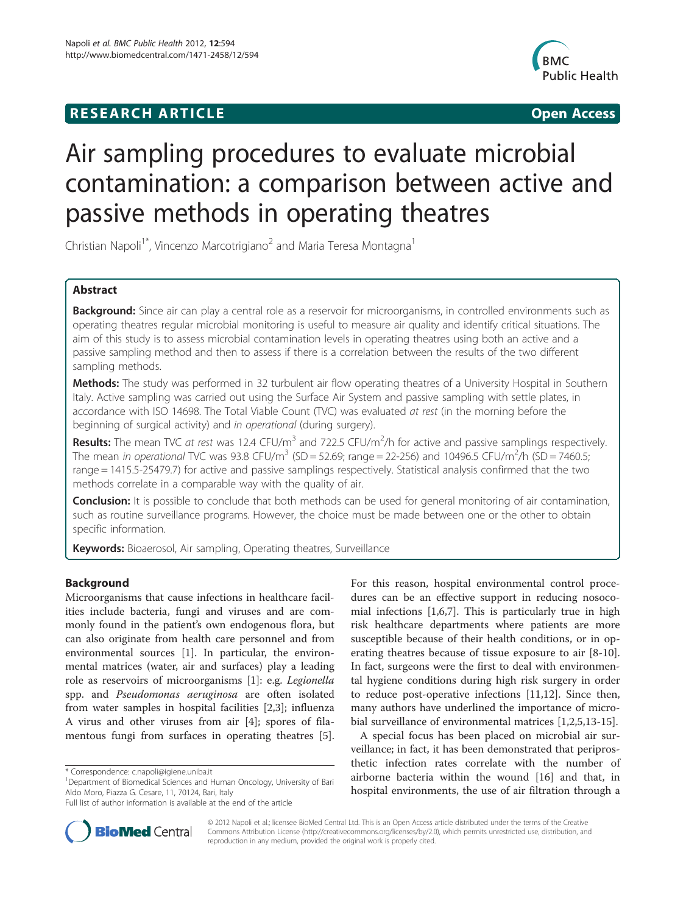RESEARCH ARTICLE Open Access

# Air sampling procedures to evaluate microbial contamination: a comparison between active and passive methods in operating theatres

Christian Napoli[1*], Vincenzo Marcotrigiano[2] and Maria Teresa Montagna[1]

## Abstract

**Background:** Since air can play a central role as a reservoir for microorganisms, in controlled environments such as operating theatres regular microbial monitoring is useful to measure air quality and identify critical situations. The aim of this study is to assess microbial contamination levels in operating theatres using both an active and a passive sampling method and then to assess if there is a correlation between the results of the two different sampling methods.

**Methods:** The study was performed in 32 turbulent air flow operating theatres of a University Hospital in Southern Italy. Active sampling was carried out using the Surface Air System and passive sampling with settle plates, in accordance with ISO 14698. The Total Viable Count (TVC) was evaluated *at rest* (in the morning before the beginning of surgical activity) and *in operational* (during surgery).

**Results:** The mean TVC *at rest* was 12.4 CFU/m$^3$ and 722.5 CFU/m$^2$/h for active and passive samplings respectively. The mean *in operational* TVC was 93.8 CFU/m$^3$ (SD = 52.69; range = 22-256) and 10496.5 CFU/m$^2$/h (SD = 7460.5; range = 1415.5-25479.7) for active and passive samplings respectively. Statistical analysis confirmed that the two methods correlate in a comparable way with the quality of air.

**Conclusion:** It is possible to conclude that both methods can be used for general monitoring of air contamination, such as routine surveillance programs. However, the choice must be made between one or the other to obtain specific information.

**Keywords:** Bioaerosol, Air sampling, Operating theatres, Surveillance

## Background

Microorganisms that cause infections in healthcare facilities include bacteria, fungi and viruses and are commonly found in the patient's own endogenous flora, but can also originate from health care personnel and from environmental sources [1]. In particular, the environmental matrices (water, air and surfaces) play a leading role as reservoirs of microorganisms [1]: e.g. *Legionella* spp. and *Pseudomonas aeruginosa* are often isolated from water samples in hospital facilities [2,3]; influenza A virus and other viruses from air [4]; spores of filamentous fungi from surfaces in operating theatres [5]. For this reason, hospital environmental control procedures can be an effective support in reducing nosocomial infections [1,6,7]. This is particularly true in high risk healthcare departments where patients are more susceptible because of their health conditions, or in operating theatres because of tissue exposure to air [8-10]. In fact, surgeons were the first to deal with environmental hygiene conditions during high risk surgery in order to reduce post-operative infections [11,12]. Since then, many authors have underlined the importance of microbial surveillance of environmental matrices [1,2,5,13-15].

A special focus has been placed on microbial air surveillance; in fact, it has been demonstrated that periprosthetic infection rates correlate with the number of airborne bacteria within the wound [16] and that, in hospital environments, the use of air filtration through a

\* Correspondence: c.napoli@igiene.uniba.it
[1]Department of Biomedical Sciences and Human Oncology, University of Bari Aldo Moro, Piazza G. Cesare, 11, 70124, Bari, Italy
Full list of author information is available at the end of the article

© 2012 Napoli et al.; licensee BioMed Central Ltd. This is an Open Access article distributed under the terms of the Creative Commons Attribution License (http://creativecommons.org/licenses/by/2.0), which permits unrestricted use, distribution, and reproduction in any medium, provided the original work is properly cited.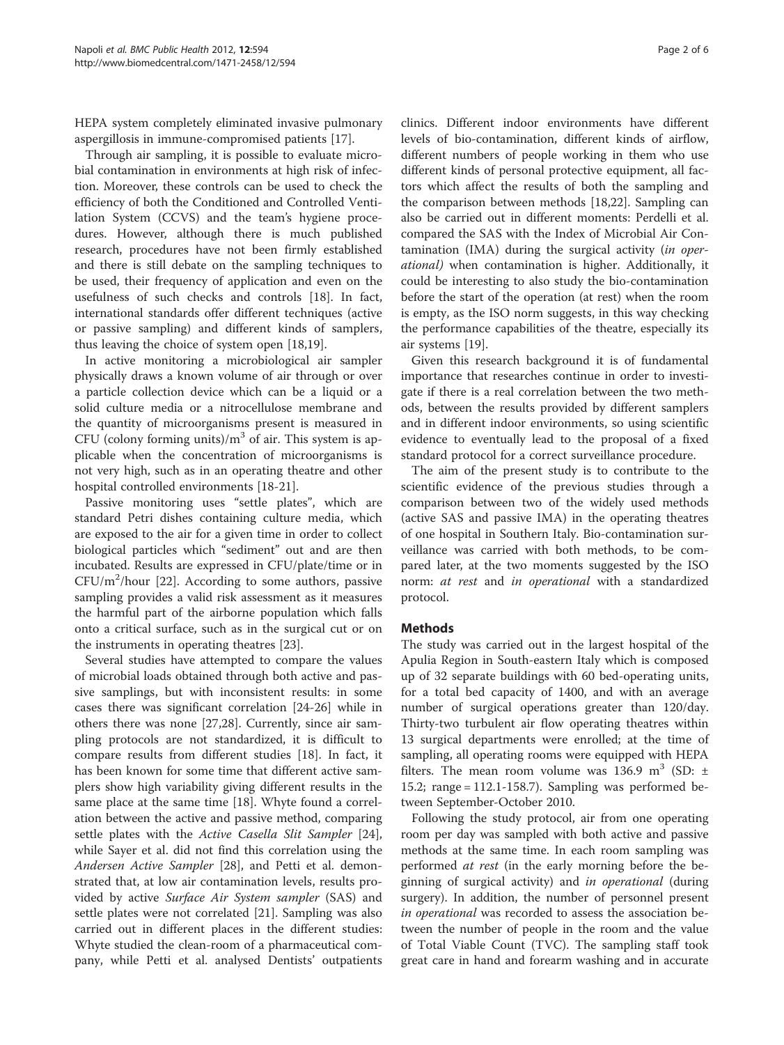HEPA system completely eliminated invasive pulmonary aspergillosis in immune-compromised patients [17].

Through air sampling, it is possible to evaluate microbial contamination in environments at high risk of infection. Moreover, these controls can be used to check the efficiency of both the Conditioned and Controlled Ventilation System (CCVS) and the team's hygiene procedures. However, although there is much published research, procedures have not been firmly established and there is still debate on the sampling techniques to be used, their frequency of application and even on the usefulness of such checks and controls [18]. In fact, international standards offer different techniques (active or passive sampling) and different kinds of samplers, thus leaving the choice of system open [18,19].

In active monitoring a microbiological air sampler physically draws a known volume of air through or over a particle collection device which can be a liquid or a solid culture media or a nitrocellulose membrane and the quantity of microorganisms present is measured in CFU (colony forming units)/$m^3$ of air. This system is applicable when the concentration of microorganisms is not very high, such as in an operating theatre and other hospital controlled environments [18-21].

Passive monitoring uses "settle plates", which are standard Petri dishes containing culture media, which are exposed to the air for a given time in order to collect biological particles which "sediment" out and are then incubated. Results are expressed in CFU/plate/time or in CFU/$m^2$/hour [22]. According to some authors, passive sampling provides a valid risk assessment as it measures the harmful part of the airborne population which falls onto a critical surface, such as in the surgical cut or on the instruments in operating theatres [23].

Several studies have attempted to compare the values of microbial loads obtained through both active and passive samplings, but with inconsistent results: in some cases there was significant correlation [24-26] while in others there was none [27,28]. Currently, since air sampling protocols are not standardized, it is difficult to compare results from different studies [18]. In fact, it has been known for some time that different active samplers show high variability giving different results in the same place at the same time [18]. Whyte found a correlation between the active and passive method, comparing settle plates with the *Active Casella Slit Sampler* [24], while Sayer et al. did not find this correlation using the *Andersen Active Sampler* [28], and Petti et al. demonstrated that, at low air contamination levels, results provided by active *Surface Air System sampler* (SAS) and settle plates were not correlated [21]. Sampling was also carried out in different places in the different studies: Whyte studied the clean-room of a pharmaceutical company, while Petti et al. analysed Dentists' outpatients clinics. Different indoor environments have different levels of bio-contamination, different kinds of airflow, different numbers of people working in them who use different kinds of personal protective equipment, all factors which affect the results of both the sampling and the comparison between methods [18,22]. Sampling can also be carried out in different moments: Perdelli et al. compared the SAS with the Index of Microbial Air Contamination (IMA) during the surgical activity (*in operational)* when contamination is higher. Additionally, it could be interesting to also study the bio-contamination before the start of the operation (at rest) when the room is empty, as the ISO norm suggests, in this way checking the performance capabilities of the theatre, especially its air systems [19].

Given this research background it is of fundamental importance that researches continue in order to investigate if there is a real correlation between the two methods, between the results provided by different samplers and in different indoor environments, so using scientific evidence to eventually lead to the proposal of a fixed standard protocol for a correct surveillance procedure.

The aim of the present study is to contribute to the scientific evidence of the previous studies through a comparison between two of the widely used methods (active SAS and passive IMA) in the operating theatres of one hospital in Southern Italy. Bio-contamination surveillance was carried with both methods, to be compared later, at the two moments suggested by the ISO norm: *at rest* and *in operational* with a standardized protocol.

## Methods

The study was carried out in the largest hospital of the Apulia Region in South-eastern Italy which is composed up of 32 separate buildings with 60 bed-operating units, for a total bed capacity of 1400, and with an average number of surgical operations greater than 120/day. Thirty-two turbulent air flow operating theatres within 13 surgical departments were enrolled; at the time of sampling, all operating rooms were equipped with HEPA filters. The mean room volume was 136.9 $m^3$ (SD: ± 15.2; range = 112.1-158.7). Sampling was performed between September-October 2010.

Following the study protocol, air from one operating room per day was sampled with both active and passive methods at the same time. In each room sampling was performed *at rest* (in the early morning before the beginning of surgical activity) and *in operational* (during surgery). In addition, the number of personnel present *in operational* was recorded to assess the association between the number of people in the room and the value of Total Viable Count (TVC). The sampling staff took great care in hand and forearm washing and in accurate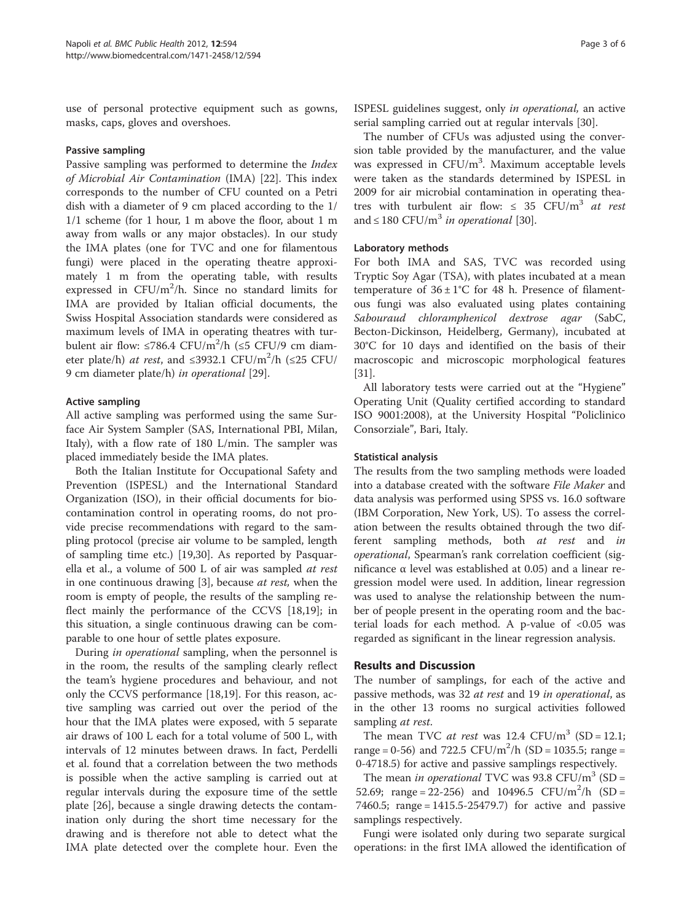use of personal protective equipment such as gowns, masks, caps, gloves and overshoes.

### Passive sampling

Passive sampling was performed to determine the *Index of Microbial Air Contamination* (IMA) [22]. This index corresponds to the number of CFU counted on a Petri dish with a diameter of 9 cm placed according to the 1/1/1 scheme (for 1 hour, 1 m above the floor, about 1 m away from walls or any major obstacles). In our study the IMA plates (one for TVC and one for filamentous fungi) were placed in the operating theatre approximately 1 m from the operating table, with results expressed in $CFU/m^2/h$. Since no standard limits for IMA are provided by Italian official documents, the Swiss Hospital Association standards were considered as maximum levels of IMA in operating theatres with turbulent air flow: $\leq 786.4$ $CFU/m^2/h$ ($\leq 5$ CFU/9 cm diameter plate/h) *at rest*, and $\leq 3932.1$ $CFU/m^2/h$ ($\leq 25$ CFU/9 cm diameter plate/h) *in operational* [29].

### Active sampling

All active sampling was performed using the same Surface Air System Sampler (SAS, International PBI, Milan, Italy), with a flow rate of 180 L/min. The sampler was placed immediately beside the IMA plates.

Both the Italian Institute for Occupational Safety and Prevention (ISPESL) and the International Standard Organization (ISO), in their official documents for biocontamination control in operating rooms, do not provide precise recommendations with regard to the sampling protocol (precise air volume to be sampled, length of sampling time etc.) [19,30]. As reported by Pasquarella et al., a volume of 500 L of air was sampled *at rest* in one continuous drawing [3], because *at rest,* when the room is empty of people, the results of the sampling reflect mainly the performance of the CCVS [18,19]; in this situation, a single continuous drawing can be comparable to one hour of settle plates exposure.

During *in operational* sampling, when the personnel is in the room, the results of the sampling clearly reflect the team's hygiene procedures and behaviour, and not only the CCVS performance [18,19]. For this reason, active sampling was carried out over the period of the hour that the IMA plates were exposed, with 5 separate air draws of 100 L each for a total volume of 500 L, with intervals of 12 minutes between draws. In fact, Perdelli et al. found that a correlation between the two methods is possible when the active sampling is carried out at regular intervals during the exposure time of the settle plate [26], because a single drawing detects the contamination only during the short time necessary for the drawing and is therefore not able to detect what the IMA plate detected over the complete hour. Even the ISPESL guidelines suggest, only *in operational,* an active serial sampling carried out at regular intervals [30].

The number of CFUs was adjusted using the conversion table provided by the manufacturer, and the value was expressed in $CFU/m^3$. Maximum acceptable levels were taken as the standards determined by ISPESL in 2009 for air microbial contamination in operating theatres with turbulent air flow: $\leq$ 35 $CFU/m^3$ *at rest* and $\leq 180$ $CFU/m^3$ *in operational* [30].

### Laboratory methods

For both IMA and SAS, TVC was recorded using Tryptic Soy Agar (TSA), with plates incubated at a mean temperature of $36 \pm 1$°C for 48 h. Presence of filamentous fungi was also evaluated using plates containing *Sabouraud chloramphenicol dextrose agar* (SabC, Becton-Dickinson, Heidelberg, Germany), incubated at 30°C for 10 days and identified on the basis of their macroscopic and microscopic morphological features [31].

All laboratory tests were carried out at the "Hygiene" Operating Unit (Quality certified according to standard ISO 9001:2008), at the University Hospital "Policlinico Consorziale", Bari, Italy.

### Statistical analysis

The results from the two sampling methods were loaded into a database created with the software *File Maker* and data analysis was performed using SPSS vs. 16.0 software (IBM Corporation, New York, US). To assess the correlation between the results obtained through the two different sampling methods, both *at rest* and *in operational*, Spearman's rank correlation coefficient (significance α level was established at 0.05) and a linear regression model were used. In addition, linear regression was used to analyse the relationship between the number of people present in the operating room and the bacterial loads for each method. A p-value of <0.05 was regarded as significant in the linear regression analysis.

## Results and Discussion

The number of samplings, for each of the active and passive methods, was 32 *at rest* and 19 *in operational*, as in the other 13 rooms no surgical activities followed sampling *at rest*.

The mean TVC *at rest* was 12.4 $CFU/m^3$ (SD = 12.1; range = 0-56) and 722.5 $CFU/m^2/h$ (SD = 1035.5; range = 0-4718.5) for active and passive samplings respectively.

The mean *in operational* TVC was 93.8 $CFU/m^3$ (SD = 52.69; range = 22-256) and 10496.5 $CFU/m^2/h$ (SD = 7460.5; range = 1415.5-25479.7) for active and passive samplings respectively.

Fungi were isolated only during two separate surgical operations: in the first IMA allowed the identification of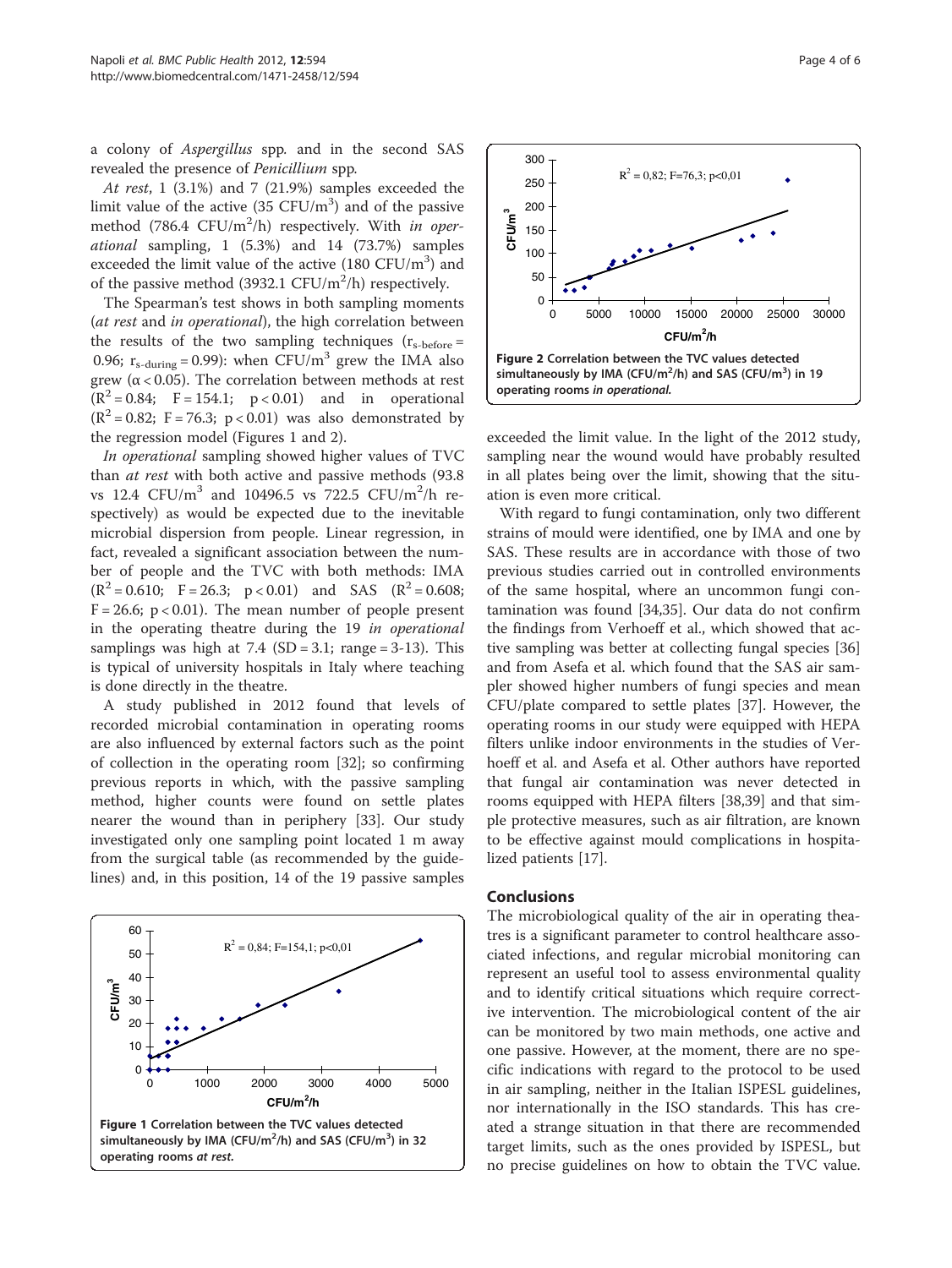a colony of *Aspergillus* spp. and in the second SAS revealed the presence of *Penicillium* spp.

*At rest*, 1 (3.1%) and 7 (21.9%) samples exceeded the limit value of the active (35 CFU/$m^3$) and of the passive method (786.4 CFU/$m^2$/h) respectively. With *in operational* sampling, 1 (5.3%) and 14 (73.7%) samples exceeded the limit value of the active (180 CFU/$m^3$) and of the passive method (3932.1 CFU/$m^2$/h) respectively.

The Spearman's test shows in both sampling moments (*at rest* and *in operational*), the high correlation between the results of the two sampling techniques ($r_{s\text{-before}}$ = 0.96; $r_{s\text{-during}}$ = 0.99): when CFU/$m^3$ grew the IMA also grew ($\alpha < 0.05$). The correlation between methods at rest ($R^2 = 0.84$; $F = 154.1$; $p < 0.01$) and in operational ($R^2 = 0.82$; $F = 76.3$; $p < 0.01$) was also demonstrated by the regression model (Figures 1 and 2).

*In operational* sampling showed higher values of TVC than *at rest* with both active and passive methods (93.8 vs 12.4 CFU/$m^3$ and 10496.5 vs 722.5 CFU/$m^2$/h respectively) as would be expected due to the inevitable microbial dispersion from people. Linear regression, in fact, revealed a significant association between the number of people and the TVC with both methods: IMA ($R^2 = 0.610$; $F = 26.3$; $p < 0.01$) and SAS ($R^2 = 0.608$; $F = 26.6$; $p < 0.01$). The mean number of people present in the operating theatre during the 19 *in operational* samplings was high at 7.4 (SD = 3.1; range = 3-13). This is typical of university hospitals in Italy where teaching is done directly in the theatre.

A study published in 2012 found that levels of recorded microbial contamination in operating rooms are also influenced by external factors such as the point of collection in the operating room [32]; so confirming previous reports in which, with the passive sampling method, higher counts were found on settle plates nearer the wound than in periphery [33]. Our study investigated only one sampling point located 1 m away from the surgical table (as recommended by the guidelines) and, in this position, 14 of the 19 passive samples exceeded the limit value. In the light of the 2012 study, sampling near the wound would have probably resulted in all plates being over the limit, showing that the situation is even more critical.

**Figure 1** Correlation between the TVC values detected simultaneously by IMA (CFU/$m^2$/h) and SAS (CFU/$m^3$) in 32 operating rooms *at rest*.

**Figure 2** Correlation between the TVC values detected simultaneously by IMA (CFU/$m^2$/h) and SAS (CFU/$m^3$) in 19 operating rooms *in operational*.

With regard to fungi contamination, only two different strains of mould were identified, one by IMA and one by SAS. These results are in accordance with those of two previous studies carried out in controlled environments of the same hospital, where an uncommon fungi contamination was found [34,35]. Our data do not confirm the findings from Verhoeff et al., which showed that active sampling was better at collecting fungal species [36] and from Asefa et al. which found that the SAS air sampler showed higher numbers of fungi species and mean CFU/plate compared to settle plates [37]. However, the operating rooms in our study were equipped with HEPA filters unlike indoor environments in the studies of Verhoeff et al. and Asefa et al. Other authors have reported that fungal air contamination was never detected in rooms equipped with HEPA filters [38,39] and that simple protective measures, such as air filtration, are known to be effective against mould complications in hospitalized patients [17].

## Conclusions

The microbiological quality of the air in operating theatres is a significant parameter to control healthcare associated infections, and regular microbial monitoring can represent an useful tool to assess environmental quality and to identify critical situations which require corrective intervention. The microbiological content of the air can be monitored by two main methods, one active and one passive. However, at the moment, there are no specific indications with regard to the protocol to be used in air sampling, neither in the Italian ISPESL guidelines, nor internationally in the ISO standards. This has created a strange situation in that there are recommended target limits, such as the ones provided by ISPESL, but no precise guidelines on how to obtain the TVC value.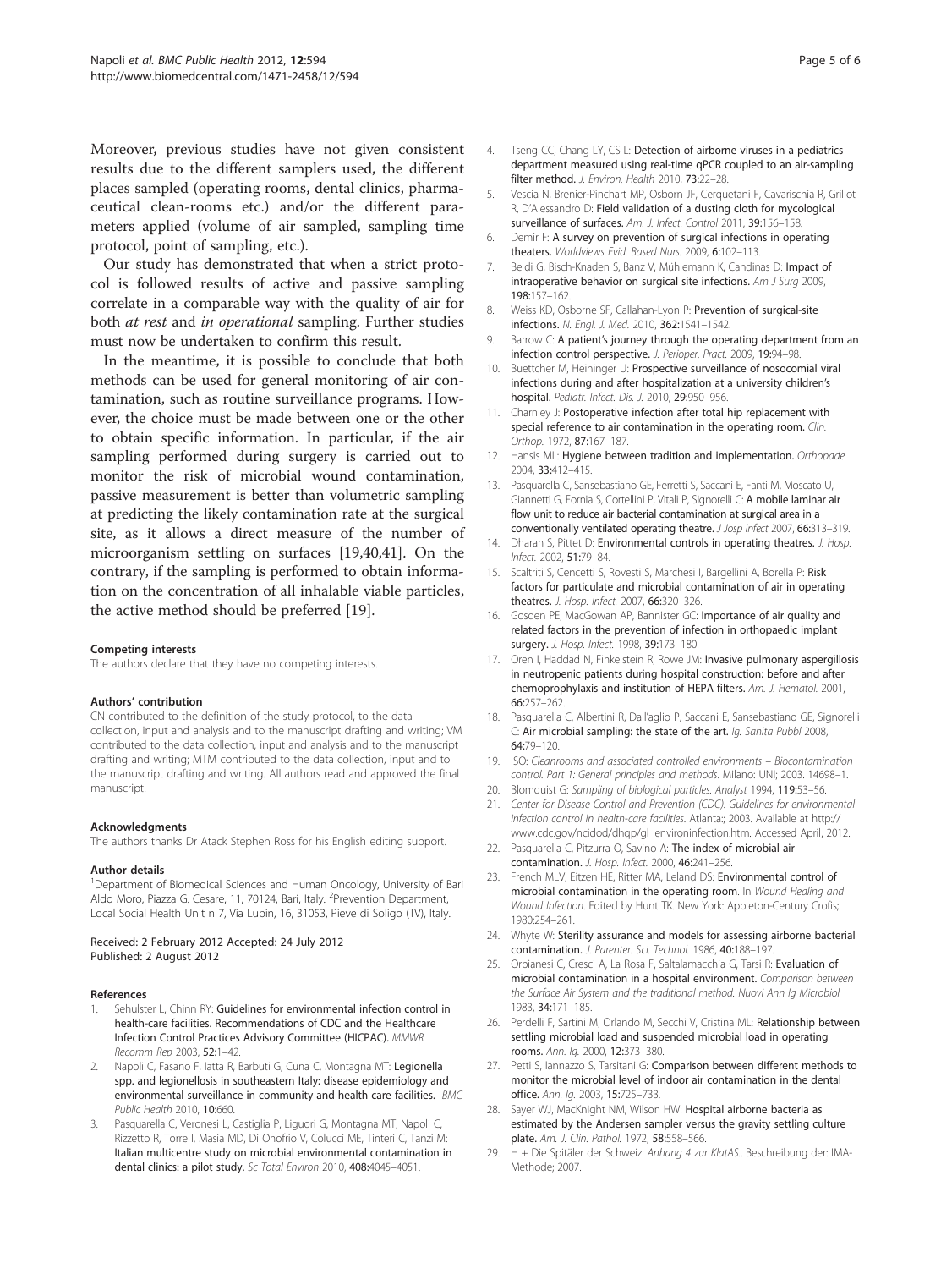Moreover, previous studies have not given consistent results due to the different samplers used, the different places sampled (operating rooms, dental clinics, pharmaceutical clean-rooms etc.) and/or the different parameters applied (volume of air sampled, sampling time protocol, point of sampling, etc.).

Our study has demonstrated that when a strict protocol is followed results of active and passive sampling correlate in a comparable way with the quality of air for both *at rest* and *in operational* sampling. Further studies must now be undertaken to confirm this result.

In the meantime, it is possible to conclude that both methods can be used for general monitoring of air contamination, such as routine surveillance programs. However, the choice must be made between one or the other to obtain specific information. In particular, if the air sampling performed during surgery is carried out to monitor the risk of microbial wound contamination, passive measurement is better than volumetric sampling at predicting the likely contamination rate at the surgical site, as it allows a direct measure of the number of microorganism settling on surfaces [19,40,41]. On the contrary, if the sampling is performed to obtain information on the concentration of all inhalable viable particles, the active method should be preferred [19].

#### Competing interests

The authors declare that they have no competing interests.

#### Authors' contribution

CN contributed to the definition of the study protocol, to the data collection, input and analysis and to the manuscript drafting and writing; VM contributed to the data collection, input and analysis and to the manuscript drafting and writing; MTM contributed to the data collection, input and to the manuscript drafting and writing. All authors read and approved the final manuscript.

#### Acknowledgments

The authors thanks Dr Atack Stephen Ross for his English editing support.

#### Author details

[1]Department of Biomedical Sciences and Human Oncology, University of Bari Aldo Moro, Piazza G. Cesare, 11, 70124, Bari, Italy. [2]Prevention Department, Local Social Health Unit n 7, Via Lubin, 16, 31053, Pieve di Soligo (TV), Italy.

Received: 2 February 2012 Accepted: 24 July 2012
Published: 2 August 2012

#### References

1. Sehulster L, Chinn RY: **Guidelines for environmental infection control in health-care facilities. Recommendations of CDC and the Healthcare Infection Control Practices Advisory Committee (HICPAC).** *MMWR Recomm Rep* 2003, **52:**1–42.
2. Napoli C, Fasano F, Iatta R, Barbuti G, Cuna C, Montagna MT: **Legionella spp. and legionellosis in southeastern Italy: disease epidemiology and environmental surveillance in community and health care facilities.** *BMC Public Health* 2010, **10:**660.
3. Pasquarella C, Veronesi L, Castiglia P, Liguori G, Montagna MT, Napoli C, Rizzetto R, Torre I, Masia MD, Di Onofrio V, Colucci ME, Tinteri C, Tanzi M: **Italian multicentre study on microbial environmental contamination in dental clinics: a pilot study.** *Sc Total Environ* 2010, **408:**4045–4051.
4. Tseng CC, Chang LY, CS L: **Detection of airborne viruses in a pediatrics department measured using real-time qPCR coupled to an air-sampling filter method.** *J. Environ. Health* 2010, **73:**22–28.
5. Vescia N, Brenier-Pinchart MP, Osborn JF, Cerquetani F, Cavarischia R, Grillot R, D'Alessandro D: **Field validation of a dusting cloth for mycological surveillance of surfaces.** *Am. J. Infect. Control* 2011, **39:**156–158.
6. Demir F: **A survey on prevention of surgical infections in operating theaters.** *Worldviews Evid. Based Nurs.* 2009, **6:**102–113.
7. Beldi G, Bisch-Knaden S, Banz V, Mühlemann K, Candinas D: **Impact of intraoperative behavior on surgical site infections.** *Am J Surg* 2009, **198:**157–162.
8. Weiss KD, Osborne SF, Callahan-Lyon P: **Prevention of surgical-site infections.** *N. Engl. J. Med.* 2010, **362:**1541–1542.
9. Barrow C: **A patient's journey through the operating department from an infection control perspective.** *J. Perioper. Pract.* 2009, **19:**94–98.
10. Buettcher M, Heininger U: **Prospective surveillance of nosocomial viral infections during and after hospitalization at a university children's hospital.** *Pediatr. Infect. Dis. J.* 2010, **29:**950–956.
11. Charnley J: **Postoperative infection after total hip replacement with special reference to air contamination in the operating room.** *Clin. Orthop.* 1972, **87:**167–187.
12. Hansis ML: **Hygiene between tradition and implementation.** *Orthopade* 2004, **33:**412–415.
13. Pasquarella C, Sansebastiano GE, Ferretti S, Saccani E, Fanti M, Moscato U, Giannetti G, Fornia S, Cortellini P, Vitali P, Signorelli C: **A mobile laminar air flow unit to reduce air bacterial contamination at surgical area in a conventionally ventilated operating theatre.** *J Josp Infect* 2007, **66:**313–319.
14. Dharan S, Pittet D: **Environmental controls in operating theatres.** *J. Hosp. Infect.* 2002, **51:**79–84.
15. Scaltriti S, Cencetti S, Rovesti S, Marchesi I, Bargellini A, Borella P: **Risk factors for particulate and microbial contamination of air in operating theatres.** *J. Hosp. Infect.* 2007, **66:**320–326.
16. Gosden PE, MacGowan AP, Bannister GC: **Importance of air quality and related factors in the prevention of infection in orthopaedic implant surgery.** *J. Hosp. Infect.* 1998, **39:**173–180.
17. Oren I, Haddad N, Finkelstein R, Rowe JM: **Invasive pulmonary aspergillosis in neutropenic patients during hospital construction: before and after chemoprophylaxis and institution of HEPA filters.** *Am. J. Hematol.* 2001, **66:**257–262.
18. Pasquarella C, Albertini R, Dall'aglio P, Saccani E, Sansebastiano GE, Signorelli C: **Air microbial sampling: the state of the art.** *Ig. Sanita Pubbl* 2008, **64:**79–120.
19. ISO: *Cleanrooms and associated controlled environments – Biocontamination control. Part 1: General principles and methods*. Milano: UNI; 2003. 14698–1.
20. Blomquist G: *Sampling of biological particles. Analyst* 1994, **119:**53–56.
21. *Center for Disease Control and Prevention (CDC). Guidelines for environmental infection control in health-care facilities*. Atlanta:; 2003. Available at http://www.cdc.gov/ncidod/dhqp/gl_environinfection.htm. Accessed April, 2012.
22. Pasquarella C, Pitzurra O, Savino A: **The index of microbial air contamination.** *J. Hosp. Infect.* 2000, **46:**241–256.
23. French MLV, Eitzen HE, Ritter MA, Leland DS: **Environmental control of microbial contamination in the operating room.** In *Wound Healing and Wound Infection*. Edited by Hunt TK. New York: Appleton-Century Crofis; 1980:254–261.
24. Whyte W: **Sterility assurance and models for assessing airborne bacterial contamination.** *J. Parenter. Sci. Technol.* 1986, **40:**188–197.
25. Orpianesi C, Cresci A, La Rosa F, Saltalamacchia G, Tarsi R: **Evaluation of microbial contamination in a hospital environment.** *Comparison between the Surface Air System and the traditional method. Nuovi Ann Ig Microbiol* 1983, **34:**171–185.
26. Perdelli F, Sartini M, Orlando M, Secchi V, Cristina ML: **Relationship between settling microbial load and suspended microbial load in operating rooms.** *Ann. Ig.* 2000, **12:**373–380.
27. Petti S, Iannazzo S, Tarsitani G: **Comparison between different methods to monitor the microbial level of indoor air contamination in the dental office.** *Ann. Ig.* 2003, **15:**725–733.
28. Sayer WJ, MacKnight NM, Wilson HW: **Hospital airborne bacteria as estimated by the Andersen sampler versus the gravity settling culture plate.** *Am. J. Clin. Pathol.* 1972, **58:**558–566.
29. H + Die Spitäler der Schweiz: *Anhang 4 zur KlatAS.*. Beschreibung der: IMA-Methode; 2007.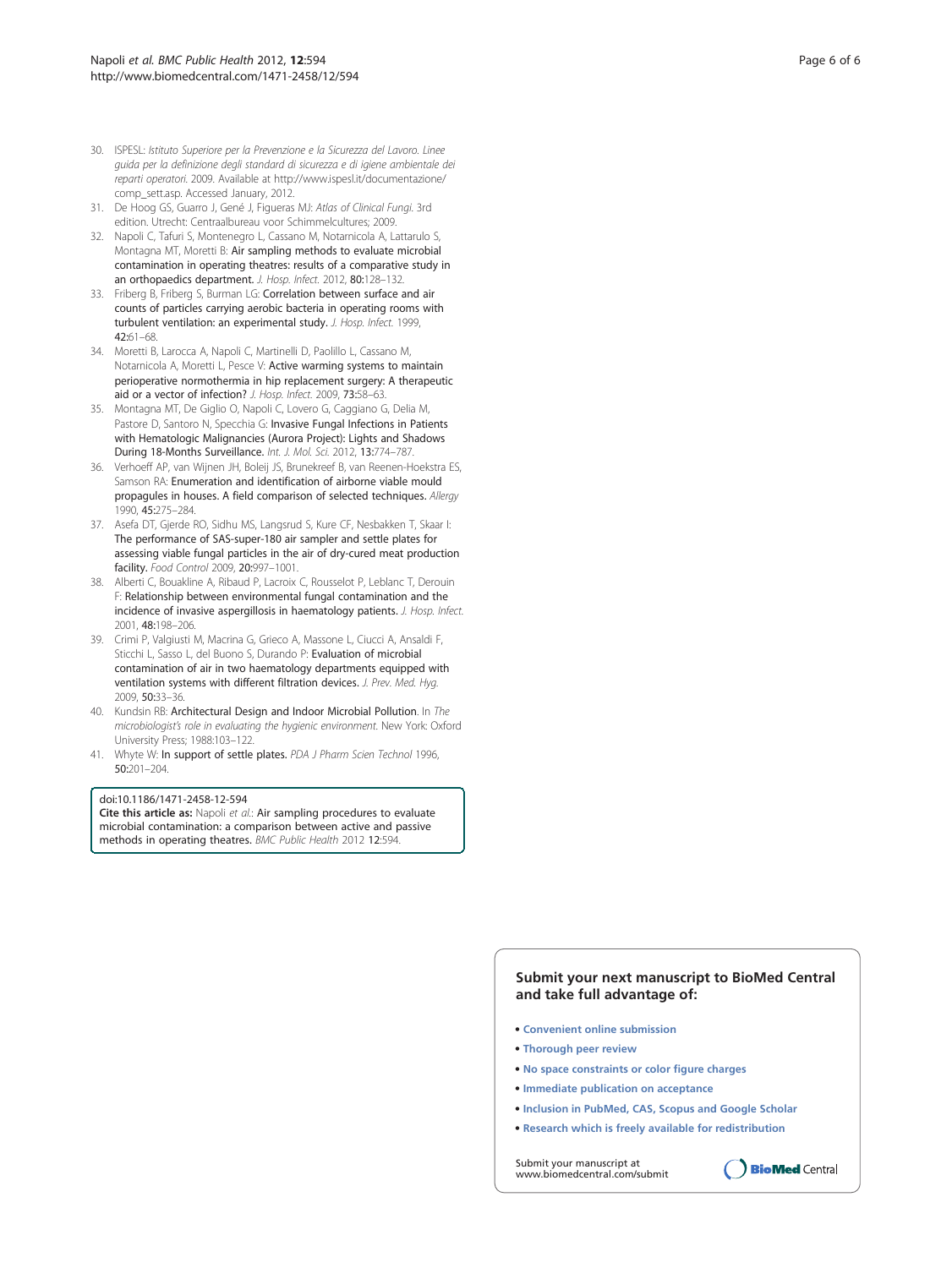30. ISPESL: *Istituto Superiore per la Prevenzione e la Sicurezza del Lavoro. Linee guida per la definizione degli standard di sicurezza e di igiene ambientale dei reparti operatori*. 2009. Available at http://www.ispesl.it/documentazione/comp_sett.asp. Accessed January, 2012.
31. De Hoog GS, Guarro J, Gené J, Figueras MJ: *Atlas of Clinical Fungi*. 3rd edition. Utrecht: Centraalbureau voor Schimmelcultures; 2009.
32. Napoli C, Tafuri S, Montenegro L, Cassano M, Notarnicola A, Lattarulo S, Montagna MT, Moretti B: Air sampling methods to evaluate microbial contamination in operating theatres: results of a comparative study in an orthopaedics department. *J. Hosp. Infect.* 2012, **80:**128–132.
33. Friberg B, Friberg S, Burman LG: Correlation between surface and air counts of particles carrying aerobic bacteria in operating rooms with turbulent ventilation: an experimental study. *J. Hosp. Infect.* 1999, **42:**61–68.
34. Moretti B, Larocca A, Napoli C, Martinelli D, Paolillo L, Cassano M, Notarnicola A, Moretti L, Pesce V: Active warming systems to maintain perioperative normothermia in hip replacement surgery: A therapeutic aid or a vector of infection? *J. Hosp. Infect.* 2009, **73:**58–63.
35. Montagna MT, De Giglio O, Napoli C, Lovero G, Caggiano G, Delia M, Pastore D, Santoro N, Specchia G: Invasive Fungal Infections in Patients with Hematologic Malignancies (Aurora Project): Lights and Shadows During 18-Months Surveillance. *Int. J. Mol. Sci.* 2012, **13:**774–787.
36. Verhoeff AP, van Wijnen JH, Boleij JS, Brunekreef B, van Reenen-Hoekstra ES, Samson RA: Enumeration and identification of airborne viable mould propagules in houses. A field comparison of selected techniques. *Allergy* 1990, **45:**275–284.
37. Asefa DT, Gjerde RO, Sidhu MS, Langsrud S, Kure CF, Nesbakken T, Skaar I: The performance of SAS-super-180 air sampler and settle plates for assessing viable fungal particles in the air of dry-cured meat production facility. *Food Control* 2009, **20:**997–1001.
38. Alberti C, Bouakline A, Ribaud P, Lacroix C, Rousselot P, Leblanc T, Derouin F: Relationship between environmental fungal contamination and the incidence of invasive aspergillosis in haematology patients. *J. Hosp. Infect.* 2001, **48:**198–206.
39. Crimi P, Valgiusti M, Macrina G, Grieco A, Massone L, Ciucci A, Ansaldi F, Sticchi L, Sasso L, del Buono S, Durando P: Evaluation of microbial contamination of air in two haematology departments equipped with ventilation systems with different filtration devices. *J. Prev. Med. Hyg.* 2009, **50:**33–36.
40. Kundsin RB: Architectural Design and Indoor Microbial Pollution. In *The microbiologist's role in evaluating the hygienic environment*. New York: Oxford University Press; 1988:103–122.
41. Whyte W: In support of settle plates. *PDA J Pharm Scien Technol* 1996, **50:**201–204.

doi:10.1186/1471-2458-12-594
**Cite this article as:** Napoli *et al.*: Air sampling procedures to evaluate microbial contamination: a comparison between active and passive methods in operating theatres. *BMC Public Health* 2012 **12**:594.

**Submit your next manuscript to BioMed Central and take full advantage of:**

- **Convenient online submission**
- **Thorough peer review**
- **No space constraints or color figure charges**
- **Immediate publication on acceptance**
- **Inclusion in PubMed, CAS, Scopus and Google Scholar**
- **Research which is freely available for redistribution**

Submit your manuscript at
www.biomedcentral.com/submit

BioMed Central